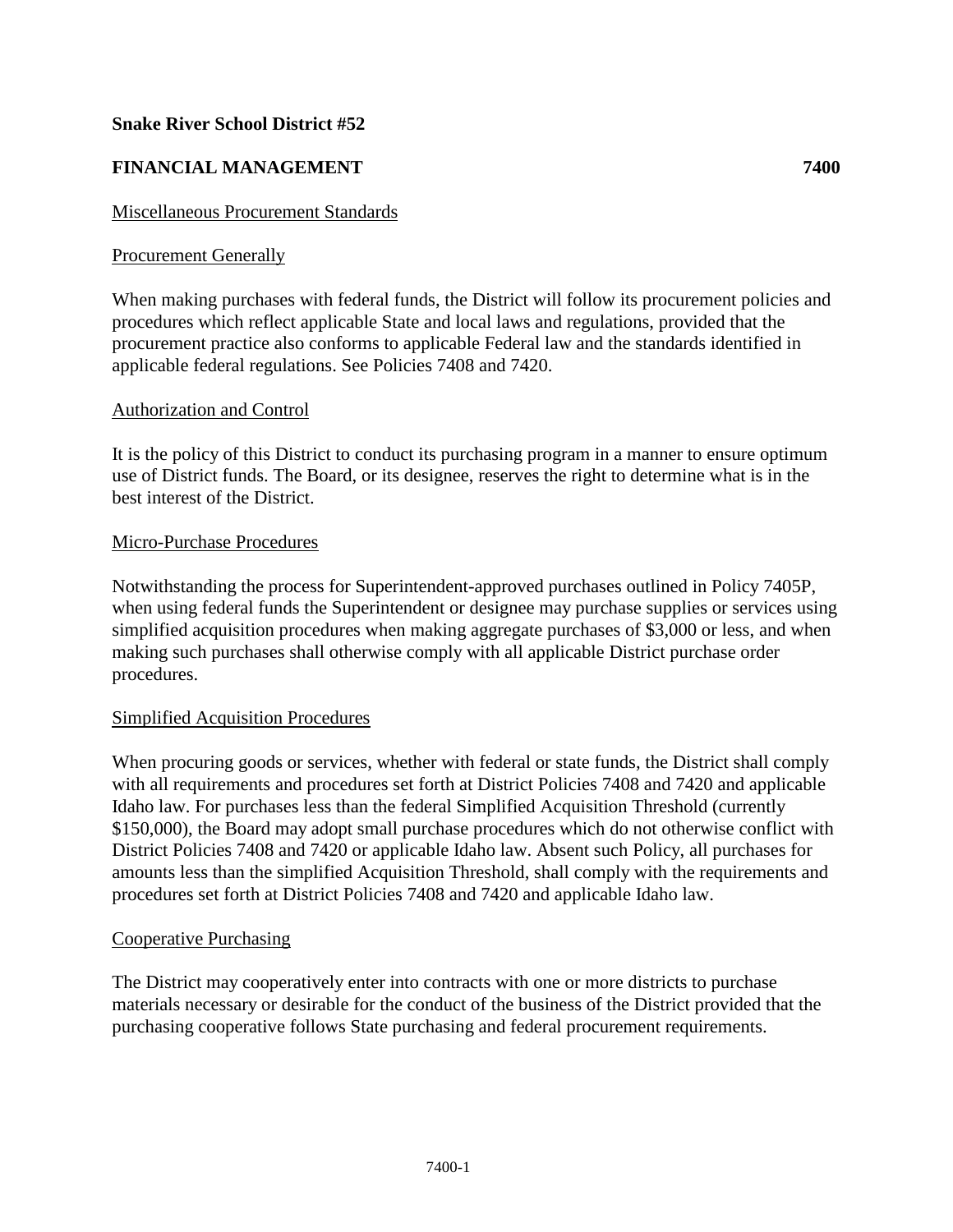**Snake River School District #52**

**FINANCIAL MANAGEMENT 7400**

Miscellaneous Procurement Standards

Procurement Generally

When making purchases with federal funds, the District will follow its procurement policies and procedures which reflect applicable State and local laws and regulations, provided that the procurement practice also conforms to applicable Federal law and the standards identified in applicable federal regulations. See Policies 7408 and 7420.

Authorization and Control

It is the policy of this District to conduct its purchasing program in a manner to ensure optimum use of District funds. The Board, or its designee, reserves the right to determine what is in the best interest of the District.

Micro-Purchase Procedures

Notwithstanding the process for Superintendent-approved purchases outlined in Policy 7405P, when using federal funds the Superintendent or designee may purchase supplies or services using simplified acquisition procedures when making aggregate purchases of $3,000 or less, and when making such purchases shall otherwise comply with all applicable District purchase order procedures.

Simplified Acquisition Procedures

When procuring goods or services, whether with federal or state funds, the District shall comply with all requirements and procedures set forth at District Policies 7408 and 7420 and applicable Idaho law. For purchases less than the federal Simplified Acquisition Threshold (currently $150,000), the Board may adopt small purchase procedures which do not otherwise conflict with District Policies 7408 and 7420 or applicable Idaho law. Absent such Policy, all purchases for amounts less than the simplified Acquisition Threshold, shall comply with the requirements and procedures set forth at District Policies 7408 and 7420 and applicable Idaho law.

Cooperative Purchasing

The District may cooperatively enter into contracts with one or more districts to purchase materials necessary or desirable for the conduct of the business of the District provided that the purchasing cooperative follows State purchasing and federal procurement requirements.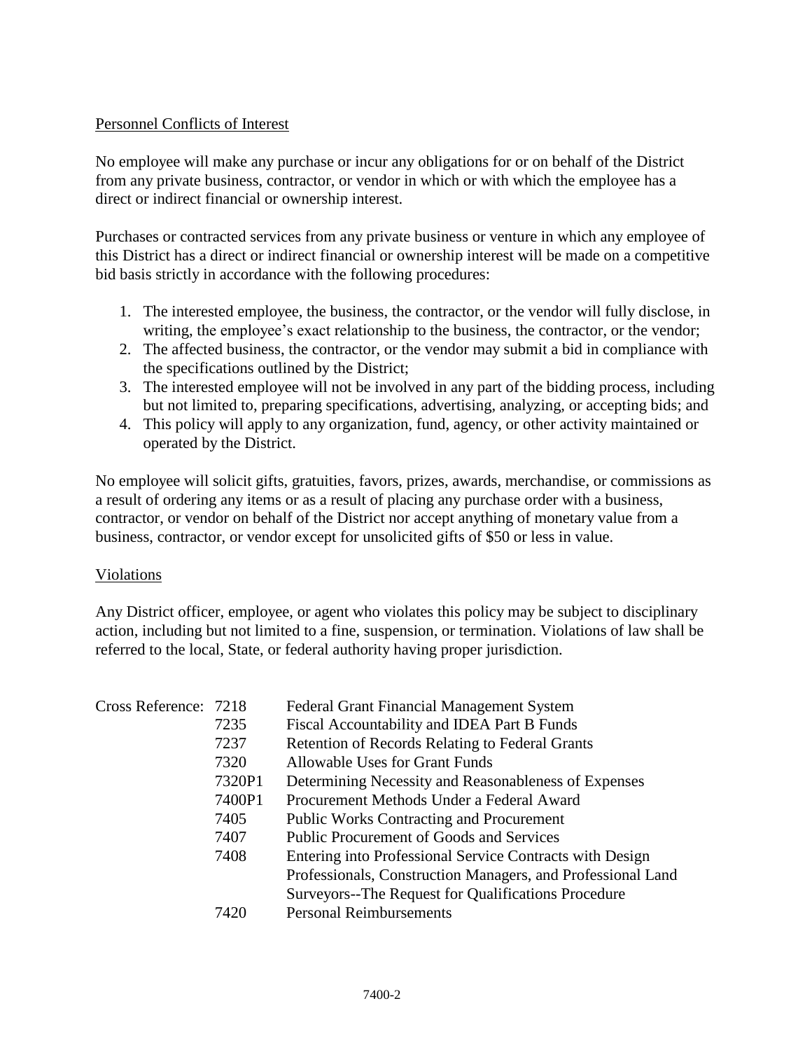## Personnel Conflicts of Interest

No employee will make any purchase or incur any obligations for or on behalf of the District from any private business, contractor, or vendor in which or with which the employee has a direct or indirect financial or ownership interest.

Purchases or contracted services from any private business or venture in which any employee of this District has a direct or indirect financial or ownership interest will be made on a competitive bid basis strictly in accordance with the following procedures:

1. The interested employee, the business, the contractor, or the vendor will fully disclose, in writing, the employee's exact relationship to the business, the contractor, or the vendor;
2. The affected business, the contractor, or the vendor may submit a bid in compliance with the specifications outlined by the District;
3. The interested employee will not be involved in any part of the bidding process, including but not limited to, preparing specifications, advertising, analyzing, or accepting bids; and
4. This policy will apply to any organization, fund, agency, or other activity maintained or operated by the District.

No employee will solicit gifts, gratuities, favors, prizes, awards, merchandise, or commissions as a result of ordering any items or as a result of placing any purchase order with a business, contractor, or vendor on behalf of the District nor accept anything of monetary value from a business, contractor, or vendor except for unsolicited gifts of $50 or less in value.

## Violations

Any District officer, employee, or agent who violates this policy may be subject to disciplinary action, including but not limited to a fine, suspension, or termination. Violations of law shall be referred to the local, State, or federal authority having proper jurisdiction.

| Cross Reference: | | |
|---|---|---|
| | 7218 | Federal Grant Financial Management System |
| | 7235 | Fiscal Accountability and IDEA Part B Funds |
| | 7237 | Retention of Records Relating to Federal Grants |
| | 7320 | Allowable Uses for Grant Funds |
| | 7320P1 | Determining Necessity and Reasonableness of Expenses |
| | 7400P1 | Procurement Methods Under a Federal Award |
| | 7405 | Public Works Contracting and Procurement |
| | 7407 | Public Procurement of Goods and Services |
| | 7408 | Entering into Professional Service Contracts with Design Professionals, Construction Managers, and Professional Land Surveyors--The Request for Qualifications Procedure |
| | 7420 | Personal Reimbursements |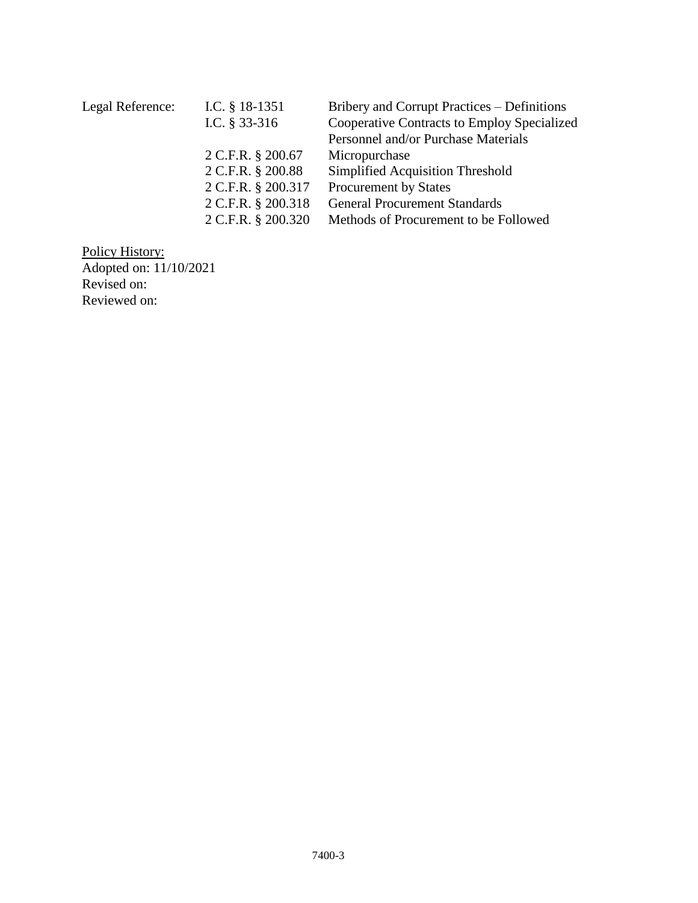| | | |
|---|---|---|
| Legal Reference: | I.C. § 18-1351 | Bribery and Corrupt Practices – Definitions |
| | I.C. § 33-316 | Cooperative Contracts to Employ Specialized Personnel and/or Purchase Materials |
| | 2 C.F.R. § 200.67 | Micropurchase |
| | 2 C.F.R. § 200.88 | Simplified Acquisition Threshold |
| | 2 C.F.R. § 200.317 | Procurement by States |
| | 2 C.F.R. § 200.318 | General Procurement Standards |
| | 2 C.F.R. § 200.320 | Methods of Procurement to be Followed |

Policy History:
Adopted on: 11/10/2021
Revised on:
Reviewed on: